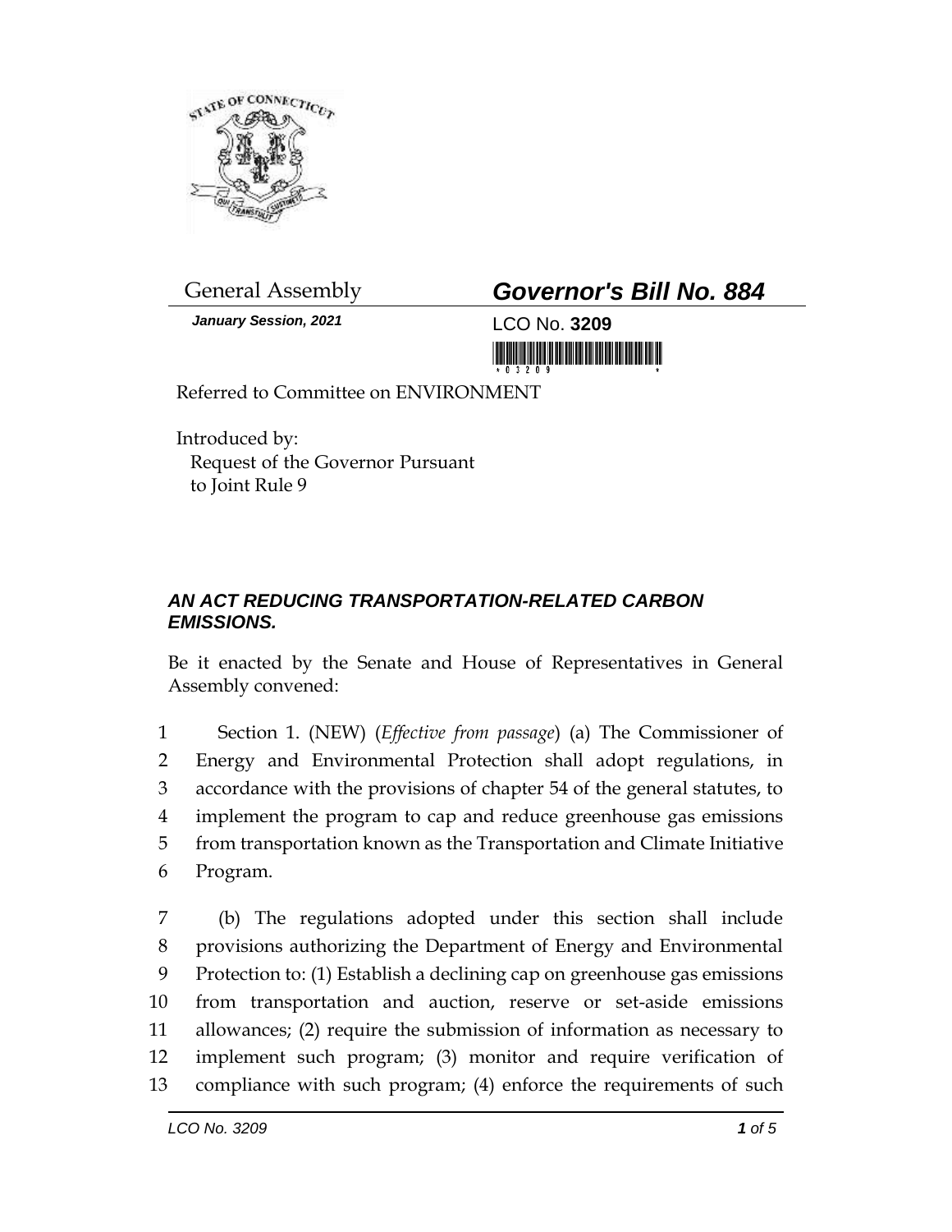General Assembly

*January Session, 2021*

# *Governor's Bill No. 884*

LCO No. **3209**

Referred to Committee on ENVIRONMENT

Introduced by:
Request of the Governor Pursuant to Joint Rule 9

## *AN ACT REDUCING TRANSPORTATION-RELATED CARBON EMISSIONS.*

Be it enacted by the Senate and House of Representatives in General Assembly convened:

1 Section 1. (NEW) (*Effective from passage*) (a) The Commissioner of
2 Energy and Environmental Protection shall adopt regulations, in
3 accordance with the provisions of chapter 54 of the general statutes, to
4 implement the program to cap and reduce greenhouse gas emissions
5 from transportation known as the Transportation and Climate Initiative
6 Program.

7 (b) The regulations adopted under this section shall include
8 provisions authorizing the Department of Energy and Environmental
9 Protection to: (1) Establish a declining cap on greenhouse gas emissions
10 from transportation and auction, reserve or set-aside emissions
11 allowances; (2) require the submission of information as necessary to
12 implement such program; (3) monitor and require verification of
13 compliance with such program; (4) enforce the requirements of such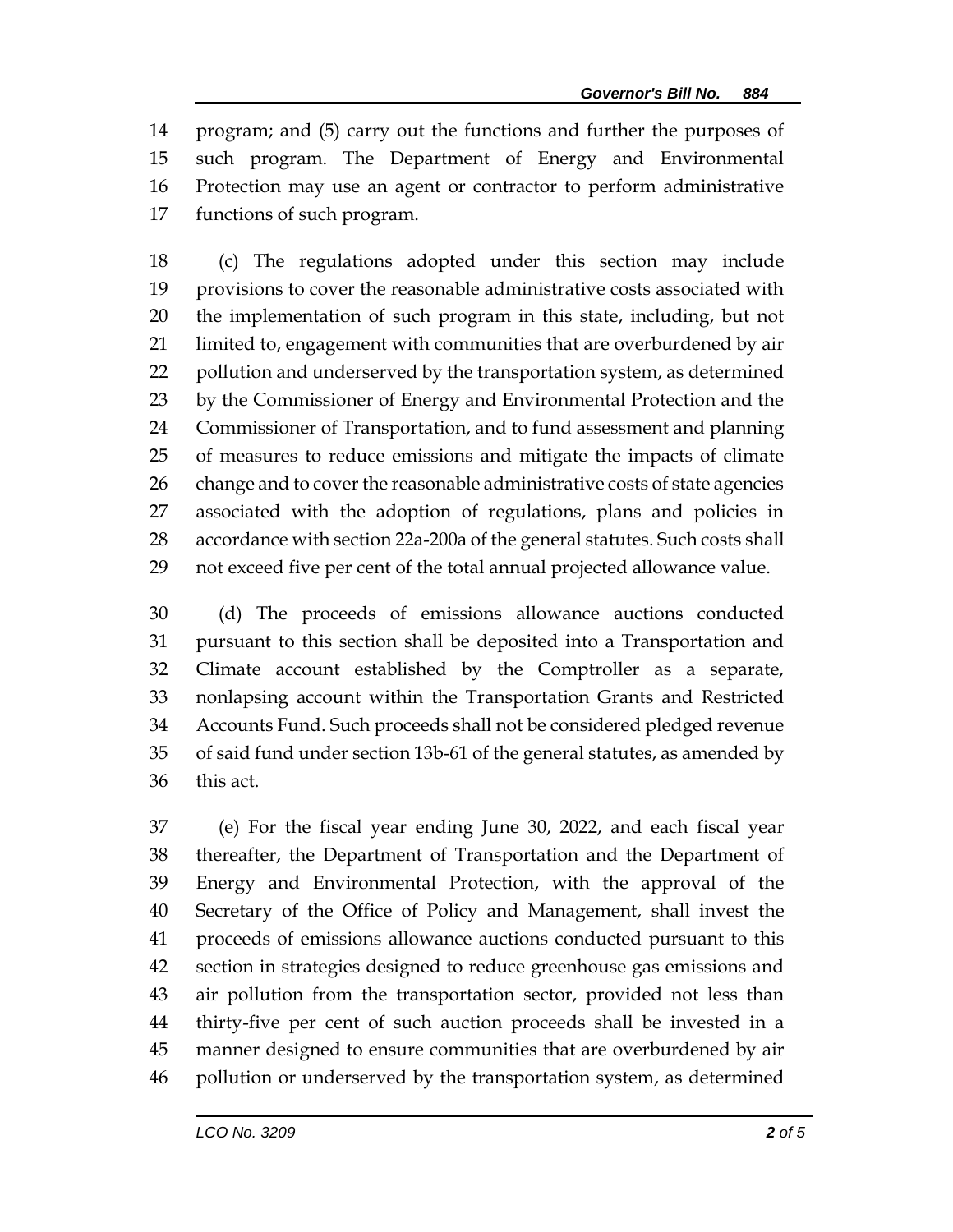program; and (5) carry out the functions and further the purposes of such program. The Department of Energy and Environmental Protection may use an agent or contractor to perform administrative functions of such program.

(c) The regulations adopted under this section may include provisions to cover the reasonable administrative costs associated with the implementation of such program in this state, including, but not limited to, engagement with communities that are overburdened by air pollution and underserved by the transportation system, as determined by the Commissioner of Energy and Environmental Protection and the Commissioner of Transportation, and to fund assessment and planning of measures to reduce emissions and mitigate the impacts of climate change and to cover the reasonable administrative costs of state agencies associated with the adoption of regulations, plans and policies in accordance with section 22a-200a of the general statutes. Such costs shall not exceed five per cent of the total annual projected allowance value.

(d) The proceeds of emissions allowance auctions conducted pursuant to this section shall be deposited into a Transportation and Climate account established by the Comptroller as a separate, nonlapsing account within the Transportation Grants and Restricted Accounts Fund. Such proceeds shall not be considered pledged revenue of said fund under section 13b-61 of the general statutes, as amended by this act.

(e) For the fiscal year ending June 30, 2022, and each fiscal year thereafter, the Department of Transportation and the Department of Energy and Environmental Protection, with the approval of the Secretary of the Office of Policy and Management, shall invest the proceeds of emissions allowance auctions conducted pursuant to this section in strategies designed to reduce greenhouse gas emissions and air pollution from the transportation sector, provided not less than thirty-five per cent of such auction proceeds shall be invested in a manner designed to ensure communities that are overburdened by air pollution or underserved by the transportation system, as determined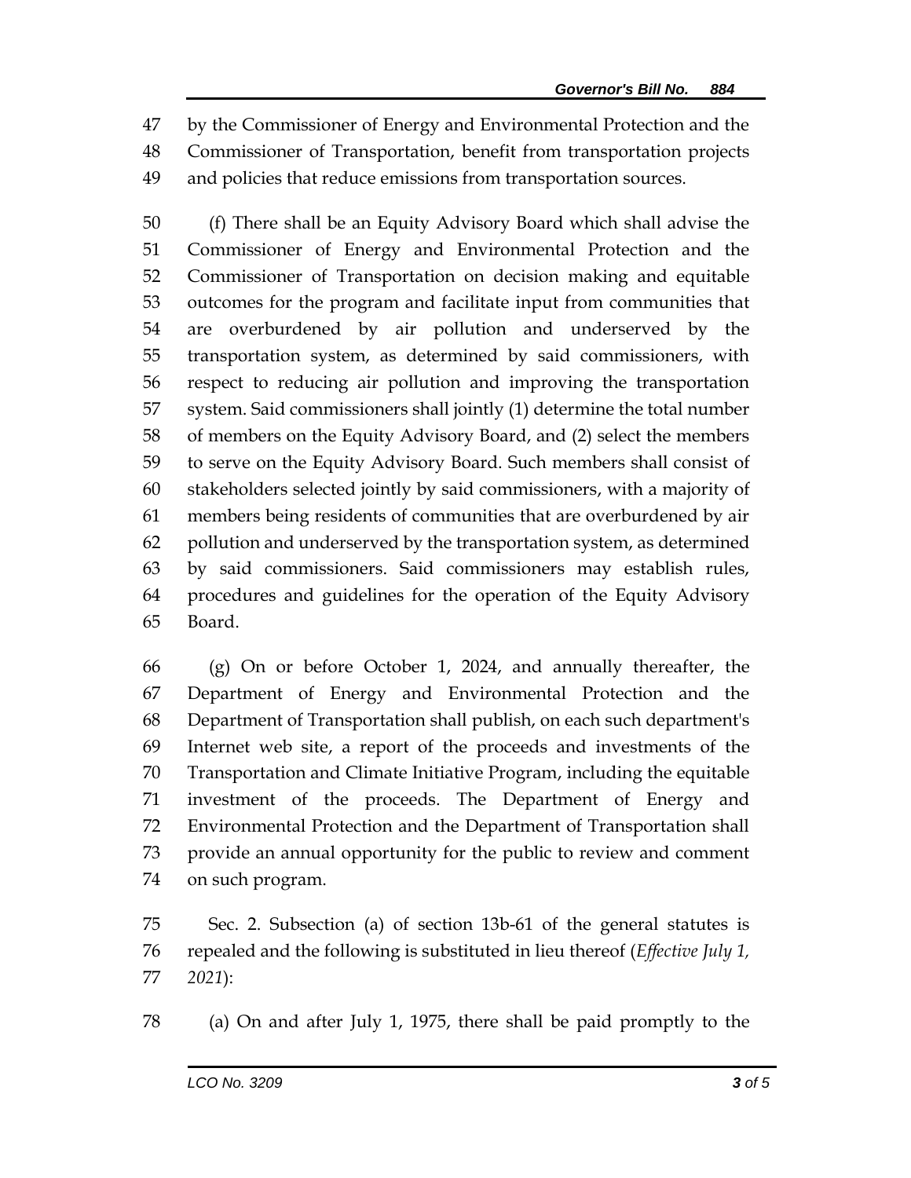by the Commissioner of Energy and Environmental Protection and the Commissioner of Transportation, benefit from transportation projects and policies that reduce emissions from transportation sources.

(f) There shall be an Equity Advisory Board which shall advise the Commissioner of Energy and Environmental Protection and the Commissioner of Transportation on decision making and equitable outcomes for the program and facilitate input from communities that are overburdened by air pollution and underserved by the transportation system, as determined by said commissioners, with respect to reducing air pollution and improving the transportation system. Said commissioners shall jointly (1) determine the total number of members on the Equity Advisory Board, and (2) select the members to serve on the Equity Advisory Board. Such members shall consist of stakeholders selected jointly by said commissioners, with a majority of members being residents of communities that are overburdened by air pollution and underserved by the transportation system, as determined by said commissioners. Said commissioners may establish rules, procedures and guidelines for the operation of the Equity Advisory Board.

(g) On or before October 1, 2024, and annually thereafter, the Department of Energy and Environmental Protection and the Department of Transportation shall publish, on each such department's Internet web site, a report of the proceeds and investments of the Transportation and Climate Initiative Program, including the equitable investment of the proceeds. The Department of Energy and Environmental Protection and the Department of Transportation shall provide an annual opportunity for the public to review and comment on such program.

Sec. 2. Subsection (a) of section 13b-61 of the general statutes is repealed and the following is substituted in lieu thereof (*Effective July 1, 2021*):

(a) On and after July 1, 1975, there shall be paid promptly to the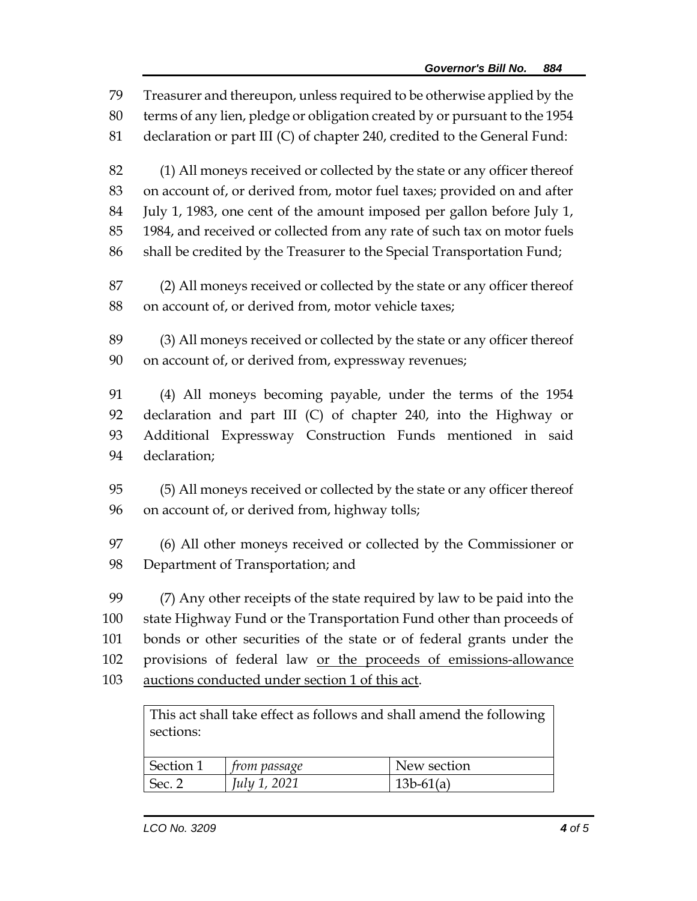Treasurer and thereupon, unless required to be otherwise applied by the terms of any lien, pledge or obligation created by or pursuant to the 1954 declaration or part III (C) of chapter 240, credited to the General Fund:

(1) All moneys received or collected by the state or any officer thereof on account of, or derived from, motor fuel taxes; provided on and after July 1, 1983, one cent of the amount imposed per gallon before July 1, 1984, and received or collected from any rate of such tax on motor fuels shall be credited by the Treasurer to the Special Transportation Fund;

(2) All moneys received or collected by the state or any officer thereof on account of, or derived from, motor vehicle taxes;

(3) All moneys received or collected by the state or any officer thereof on account of, or derived from, expressway revenues;

(4) All moneys becoming payable, under the terms of the 1954 declaration and part III (C) of chapter 240, into the Highway or Additional Expressway Construction Funds mentioned in said declaration;

(5) All moneys received or collected by the state or any officer thereof on account of, or derived from, highway tolls;

(6) All other moneys received or collected by the Commissioner or Department of Transportation; and

(7) Any other receipts of the state required by law to be paid into the state Highway Fund or the Transportation Fund other than proceeds of bonds or other securities of the state or of federal grants under the provisions of federal law <u>or the proceeds of emissions-allowance auctions conducted under section 1 of this act</u>.

| This act shall take effect as follows and shall amend the following sections: | | |
|---|---|---|
| Section 1 | *from passage* | New section |
| Sec. 2 | *July 1, 2021* | 13b-61(a) |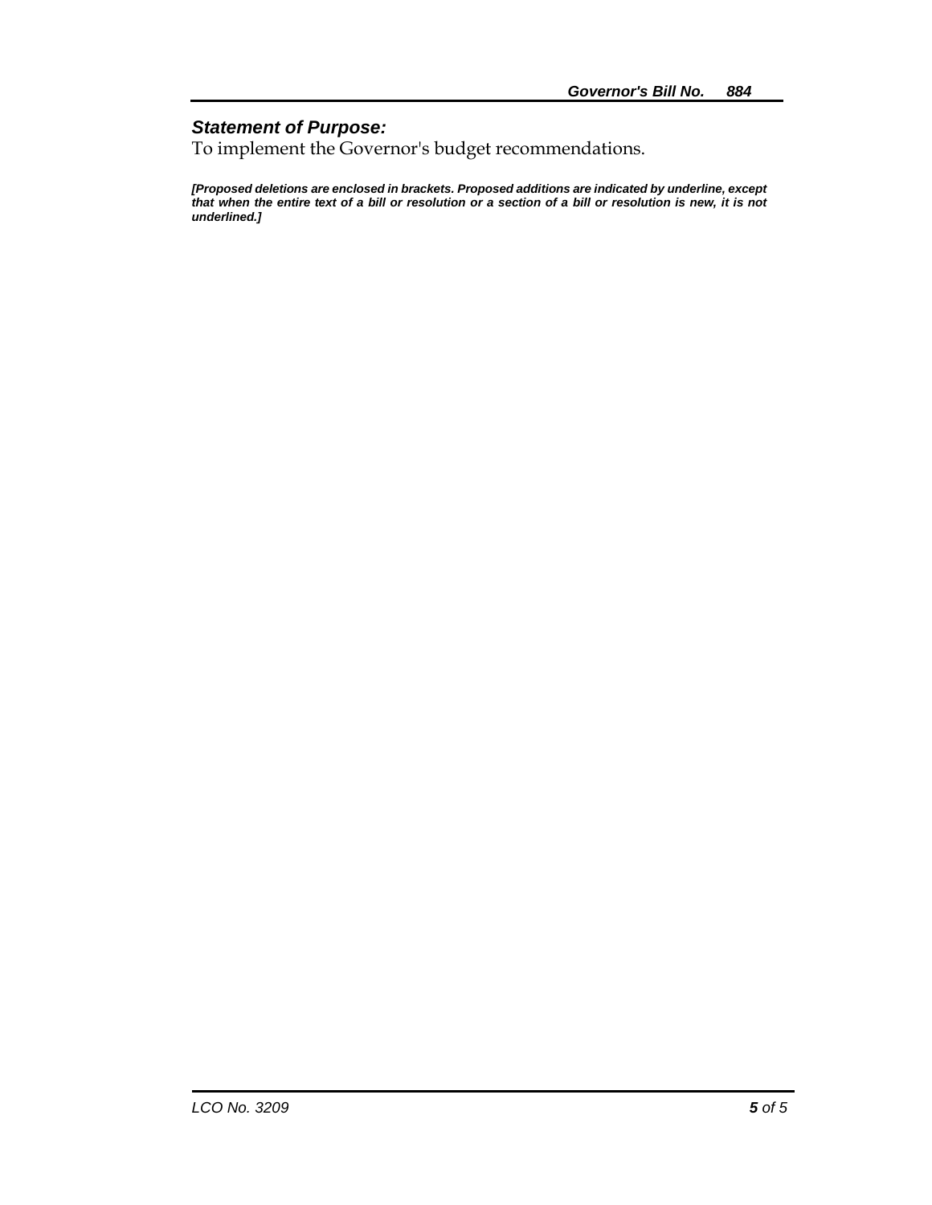***Statement of Purpose:***

To implement the Governor's budget recommendations.

***[Proposed deletions are enclosed in brackets. Proposed additions are indicated by underline, except that when the entire text of a bill or resolution or a section of a bill or resolution is new, it is not underlined.]***